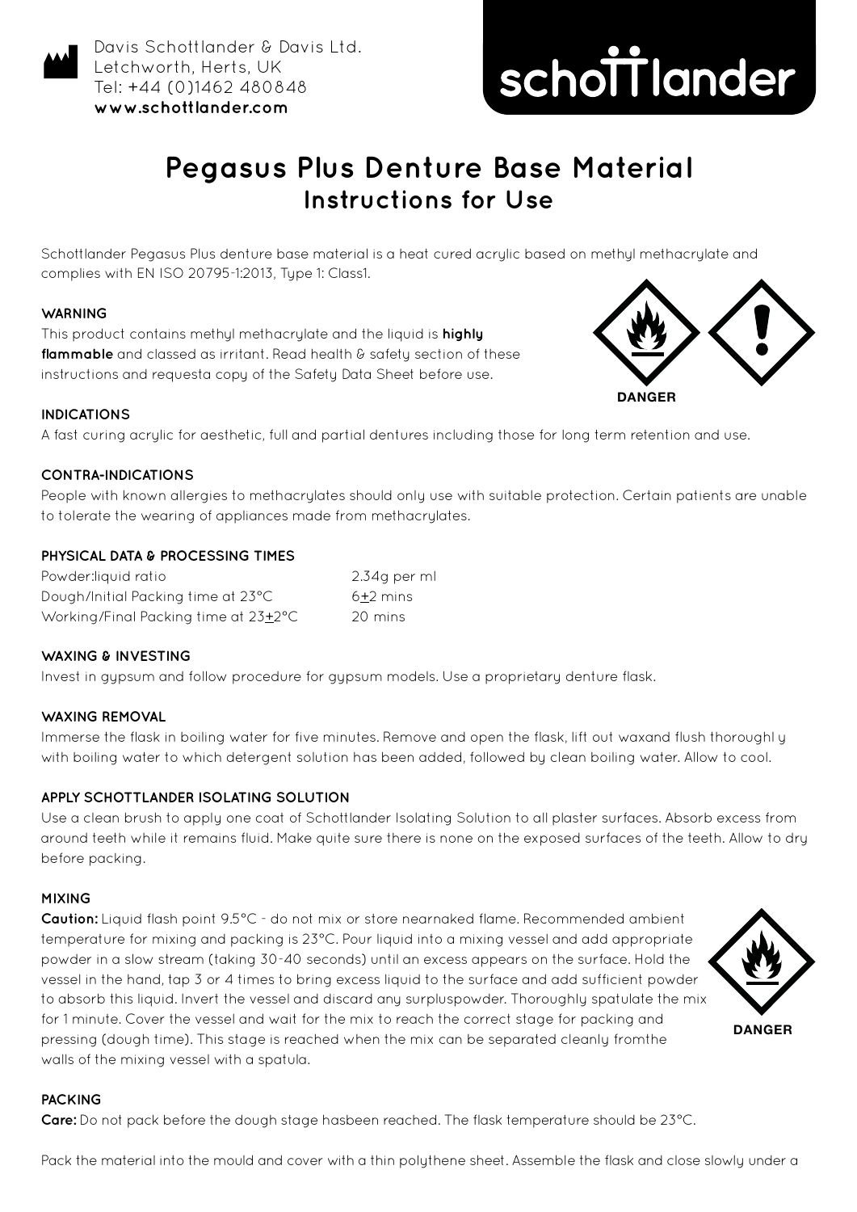Davis Schottlander & Davis Ltd.
Letchworth, Herts, UK
Tel: +44 (0)1462 480848
**www.schottlander.com**

schottlander

# Pegasus Plus Denture Base Material
## Instructions for Use

Schottlander Pegasus Plus denture base material is a heat cured acrylic based on methyl methacrylate and complies with EN ISO 20795-1:2013, Type 1: Class1.

### WARNING

This product contains methyl methacrylate and the liquid is **highly flammable** and classed as irritant. Read health & safety section of these instructions and requesta copy of the Safety Data Sheet before use.

DANGER

### INDICATIONS

A fast curing acrylic for aesthetic, full and partial dentures including those for long term retention and use.

### CONTRA-INDICATIONS

People with known allergies to methacrylates should only use with suitable protection. Certain patients are unable to tolerate the wearing of appliances made from methacrylates.

### PHYSICAL DATA & PROCESSING TIMES

| | |
|---|---|
| Powder:liquid ratio | 2.34g per ml |
| Dough/Initial Packing time at 23°C | 6±2 mins |
| Working/Final Packing time at 23±2°C | 20 mins |

### WAXING & INVESTING

Invest in gypsum and follow procedure for gypsum models. Use a proprietary denture flask.

### WAXING REMOVAL

Immerse the flask in boiling water for five minutes. Remove and open the flask, lift out waxand flush thoroughl y with boiling water to which detergent solution has been added, followed by clean boiling water. Allow to cool.

### APPLY SCHOTTLANDER ISOLATING SOLUTION

Use a clean brush to apply one coat of Schottlander Isolating Solution to all plaster surfaces. Absorb excess from around teeth while it remains fluid. Make quite sure there is none on the exposed surfaces of the teeth. Allow to dry before packing.

### MIXING

**Caution:** Liquid flash point 9.5°C - do not mix or store nearnaked flame. Recommended ambient temperature for mixing and packing is 23°C. Pour liquid into a mixing vessel and add appropriate powder in a slow stream (taking 30-40 seconds) until an excess appears on the surface. Hold the vessel in the hand, tap 3 or 4 times to bring excess liquid to the surface and add sufficient powder to absorb this liquid. Invert the vessel and discard any surpluspowder. Thoroughly spatulate the mix for 1 minute. Cover the vessel and wait for the mix to reach the correct stage for packing and pressing (dough time). This stage is reached when the mix can be separated cleanly fromthe walls of the mixing vessel with a spatula.

DANGER

### PACKING

**Care:** Do not pack before the dough stage hasbeen reached. The flask temperature should be 23°C.

Pack the material into the mould and cover with a thin polythene sheet. Assemble the flask and close slowly under a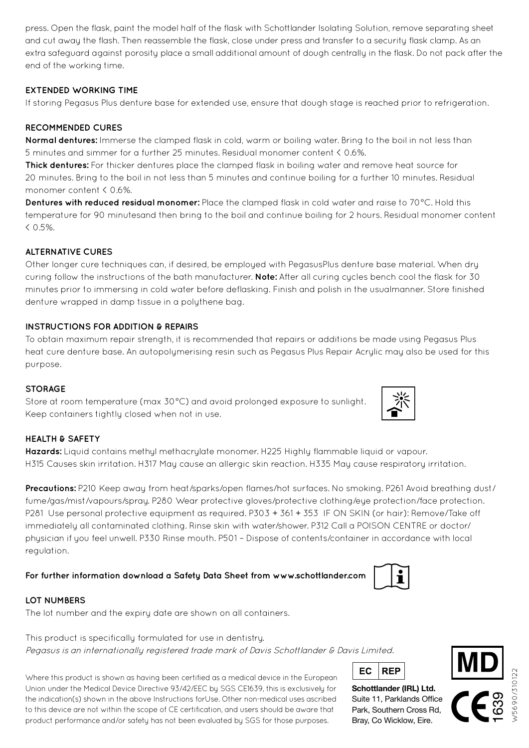press. Open the flask, paint the model half of the flask with Schottlander Isolating Solution, remove separating sheet and cut away the flash. Then reassemble the flask, close under press and transfer to a security flask clamp. As an extra safeguard against porosity place a small additional amount of dough centrally in the flask. Do not pack after the end of the working time.

## EXTENDED WORKING TIME

If storing Pegasus Plus denture base for extended use, ensure that dough stage is reached prior to refrigeration.

## RECOMMENDED CURES

**Normal dentures:** Immerse the clamped flask in cold, warm or boiling water. Bring to the boil in not less than 5 minutes and simmer for a further 25 minutes. Residual monomer content < 0.6%.

**Thick dentures:** For thicker dentures place the clamped flask in boiling water and remove heat source for 20 minutes. Bring to the boil in not less than 5 minutes and continue boiling for a further 10 minutes. Residual monomer content < 0.6%.

**Dentures with reduced residual monomer:** Place the clamped flask in cold water and raise to 70°C. Hold this temperature for 90 minutesand then bring to the boil and continue boiling for 2 hours. Residual monomer content < 0.5%.

## ALTERNATIVE CURES

Other longer cure techniques can, if desired, be employed with PegasusPlus denture base material. When dry curing follow the instructions of the bath manufacturer. **Note:** After all curing cycles bench cool the flask for 30 minutes prior to immersing in cold water before deflasking. Finish and polish in the usualmanner. Store finished denture wrapped in damp tissue in a polythene bag.

## INSTRUCTIONS FOR ADDITION & REPAIRS

To obtain maximum repair strength, it is recommended that repairs or additions be made using Pegasus Plus heat cure denture base. An autopolymerising resin such as Pegasus Plus Repair Acrylic may also be used for this purpose.

## STORAGE

Store at room temperature (max 30°C) and avoid prolonged exposure to sunlight. Keep containers tightly closed when not in use.

## HEALTH & SAFETY

**Hazards:** Liquid contains methyl methacrylate monomer. H225 Highly flammable liquid or vapour. H315 Causes skin irritation. H317 May cause an allergic skin reaction. H335 May cause respiratory irritation.

**Precautions:** P210 Keep away from heat/sparks/open flames/hot surfaces. No smoking. P261 Avoid breathing dust/fume/gas/mist/vapours/spray. P280 Wear protective gloves/protective clothing/eye protection/face protection. P281 Use personal protective equipment as required. P303 + 361 + 353 IF ON SKIN (or hair): Remove/Take off immediately all contaminated clothing. Rinse skin with water/shower. P312 Call a POISON CENTRE or doctor/physician if you feel unwell. P330 Rinse mouth. P501 – Dispose of contents/container in accordance with local regulation.

**For further information download a Safety Data Sheet from www.schottlander.com**

## LOT NUMBERS

The lot number and the expiry date are shown on all containers.

This product is specifically formulated for use in dentistry.

*Pegasus is an internationally registered trade mark of Davis Schottlander & Davis Limited.*

Where this product is shown as having been certified as a medical device in the European Union under the Medical Device Directive 93/42/EEC by SGS CE1639, this is exclusively for the indication(s) shown in the above Instructions forUse. Other non-medical uses ascribed to this device are not within the scope of CE certification, and users should be aware that product performance and/or safety has not been evaluated by SGS for those purposes.

EC REP

**Schottlander (IRL) Ltd.**
Suite 11, Parklands Office Park, Southern Cross Rd, Bray, Co Wicklow, Eire.

MD

CE 1639

W5690/310122